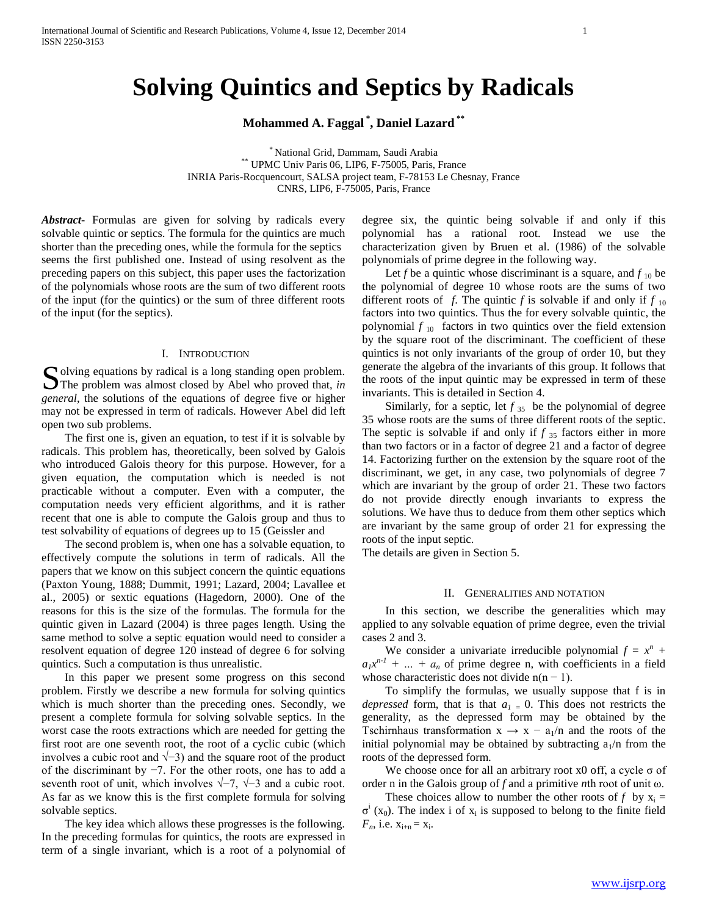# Solving Quintics and Septics by Radicals

**Mohammed A. Faggal [\*], Daniel Lazard [\*\*]**

[\*] National Grid, Dammam, Saudi Arabia
[\*\*] UPMC Univ Paris 06, LIP6, F-75005, Paris, France
INRIA Paris-Rocquencourt, SALSA project team, F-78153 Le Chesnay, France
CNRS, LIP6, F-75005, Paris, France

***Abstract*****-** Formulas are given for solving by radicals every solvable quintic or septics. The formula for the quintics are much shorter than the preceding ones, while the formula for the septics seems the first published one. Instead of using resolvent as the preceding papers on this subject, this paper uses the factorization of the polynomials whose roots are the sum of two different roots of the input (for the quintics) or the sum of three different roots of the input (for the septics).

## I. Introduction

Solving equations by radical is a long standing open problem. The problem was almost closed by Abel who proved that, *in general*, the solutions of the equations of degree five or higher may not be expressed in term of radicals. However Abel did left open two sub problems.

The first one is, given an equation, to test if it is solvable by radicals. This problem has, theoretically, been solved by Galois who introduced Galois theory for this purpose. However, for a given equation, the computation which is needed is not practicable without a computer. Even with a computer, the computation needs very efficient algorithms, and it is rather recent that one is able to compute the Galois group and thus to test solvability of equations of degrees up to 15 (Geissler and

The second problem is, when one has a solvable equation, to effectively compute the solutions in term of radicals. All the papers that we know on this subject concern the quintic equations (Paxton Young, 1888; Dummit, 1991; Lazard, 2004; Lavallee et al., 2005) or sextic equations (Hagedorn, 2000). One of the reasons for this is the size of the formulas. The formula for the quintic given in Lazard (2004) is three pages length. Using the same method to solve a septic equation would need to consider a resolvent equation of degree 120 instead of degree 6 for solving quintics. Such a computation is thus unrealistic.

In this paper we present some progress on this second problem. Firstly we describe a new formula for solving quintics which is much shorter than the preceding ones. Secondly, we present a complete formula for solving solvable septics. In the worst case the roots extractions which are needed for getting the first root are one seventh root, the root of a cyclic cubic (which involves a cubic root and $\sqrt{-3}$) and the square root of the product of the discriminant by $-7$. For the other roots, one has to add a seventh root of unit, which involves $\sqrt{-7}$, $\sqrt{-3}$ and a cubic root. As far as we know this is the first complete formula for solving solvable septics.

The key idea which allows these progresses is the following. In the preceding formulas for quintics, the roots are expressed in term of a single invariant, which is a root of a polynomial of degree six, the quintic being solvable if and only if this polynomial has a rational root. Instead we use the characterization given by Bruen et al. (1986) of the solvable polynomials of prime degree in the following way.

Let $f$ be a quintic whose discriminant is a square, and $f_{10}$ be the polynomial of degree 10 whose roots are the sums of two different roots of $f$. The quintic $f$ is solvable if and only if $f_{10}$ factors into two quintics. Thus the for every solvable quintic, the polynomial $f_{10}$ factors in two quintics over the field extension by the square root of the discriminant. The coefficient of these quintics is not only invariants of the group of order 10, but they generate the algebra of the invariants of this group. It follows that the roots of the input quintic may be expressed in term of these invariants. This is detailed in Section 4.

Similarly, for a septic, let $f_{35}$ be the polynomial of degree 35 whose roots are the sums of three different roots of the septic. The septic is solvable if and only if $f_{35}$ factors either in more than two factors or in a factor of degree 21 and a factor of degree 14. Factorizing further on the extension by the square root of the discriminant, we get, in any case, two polynomials of degree 7 which are invariant by the group of order 21. These two factors do not provide directly enough invariants to express the solutions. We have thus to deduce from them other septics which are invariant by the same group of order 21 for expressing the roots of the input septic.

The details are given in Section 5.

## II. Generalities and Notation

In this section, we describe the generalities which may applied to any solvable equation of prime degree, even the trivial cases 2 and 3.

We consider a univariate irreducible polynomial $f = x^n + a_1x^{n-1} + ... + a_n$ of prime degree n, with coefficients in a field whose characteristic does not divide $n(n - 1)$.

To simplify the formulas, we usually suppose that f is in *depressed* form, that is that $a_1 = 0$. This does not restricts the generality, as the depressed form may be obtained by the Tschirnhaus transformation $x \rightarrow x - a_1/n$ and the roots of the initial polynomial may be obtained by subtracting $a_1/n$ from the roots of the depressed form.

We choose once for all an arbitrary root x0 off, a cycle $\sigma$ of order n in the Galois group of $f$ and a primitive $n$th root of unit $\omega$.

These choices allow to number the other roots of $f$ by $x_i = \sigma^i(x_0)$. The index i of $x_i$ is supposed to belong to the finite field $F_n$, i.e. $x_{i+n} = x_i$.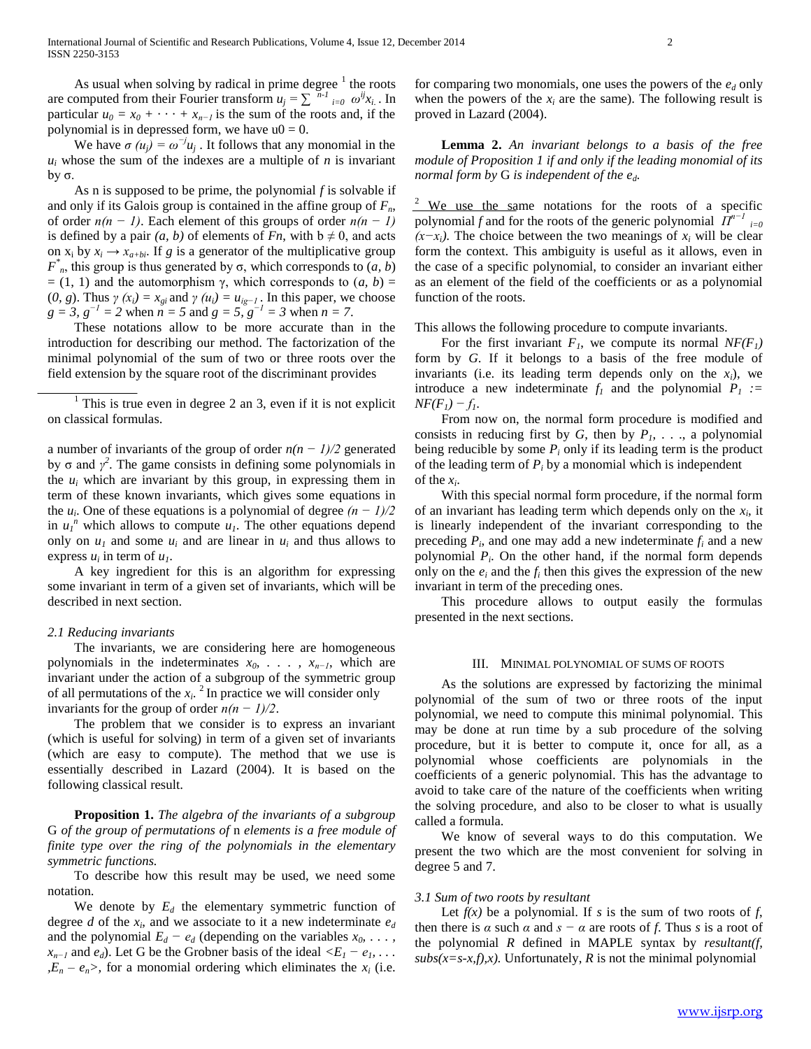As usual when solving by radical in prime degree [1] the roots are computed from their Fourier transform $u_j = \sum_{i=0}^{n-1} \omega^{ij} x_i$ . In particular $u_0 = x_0 + \cdots + x_{n-1}$ is the sum of the roots and, if the polynomial is in depressed form, we have u0 = 0.

We have $\sigma(u_j) = \omega^{-j} u_j$ . It follows that any monomial in the $u_i$ whose the sum of the indexes are a multiple of $n$ is invariant by σ.

As n is supposed to be prime, the polynomial $f$ is solvable if and only if its Galois group is contained in the affine group of $F_n$, of order $n(n-1)$. Each element of this groups of order $n(n-1)$ is defined by a pair $(a, b)$ of elements of $Fn$, with $b \neq 0$, and acts on $x_i$ by $x_i \rightarrow x_{a+bi}$. If $g$ is a generator of the multiplicative group $F^*_n$, this group is thus generated by σ, which corresponds to $(a, b) = (1, 1)$ and the automorphism γ, which corresponds to $(a, b) = (0, g)$. Thus $\gamma(x_i) = x_{gi}$ and $\gamma(u_i) = u_{ig^{-1}}$. In this paper, we choose $g = 3, g^{-1} = 2$ when $n = 5$ and $g = 5, g^{-1} = 3$ when $n = 7$.

These notations allow to be more accurate than in the introduction for describing our method. The factorization of the minimal polynomial of the sum of two or three roots over the field extension by the square root of the discriminant provides a number of invariants of the group of order $n(n-1)/2$ generated by σ and $\gamma^2$. The game consists in defining some polynomials in the $u_i$ which are invariant by this group, in expressing them in term of these known invariants, which gives some equations in the $u_i$. One of these equations is a polynomial of degree $(n-1)/2$ in $u_1^n$ which allows to compute $u_1$. The other equations depend only on $u_1$ and some $u_i$ and are linear in $u_i$ and thus allows to express $u_i$ in term of $u_1$.

A key ingredient for this is an algorithm for expressing some invariant in term of a given set of invariants, which will be described in next section.

[1] This is true even in degree 2 an 3, even if it is not explicit on classical formulas.

### *2.1 Reducing invariants*

The invariants, we are considering here are homogeneous polynomials in the indeterminates $x_0, \ldots, x_{n-1}$, which are invariant under the action of a subgroup of the symmetric group of all permutations of the $x_i$. [2] In practice we will consider only invariants for the group of order $n(n-1)/2$.

The problem that we consider is to express an invariant (which is useful for solving) in term of a given set of invariants (which are easy to compute). The method that we use is essentially described in Lazard (2004). It is based on the following classical result.

**Proposition 1.** *The algebra of the invariants of a subgroup* G *of the group of permutations of* n *elements is a free module of finite type over the ring of the polynomials in the elementary symmetric functions.*

To describe how this result may be used, we need some notation.

We denote by $E_d$ the elementary symmetric function of degree $d$ of the $x_i$, and we associate to it a new indeterminate $e_d$ and the polynomial $E_d - e_d$ (depending on the variables $x_0, \ldots, x_{n-1}$ and $e_d$). Let G be the Grobner basis of the ideal $<E_1 - e_1, \ldots, E_n - e_n>$, for a monomial ordering which eliminates the $x_i$ (i.e. for comparing two monomials, one uses the powers of the $e_d$ only when the powers of the $x_i$ are the same). The following result is proved in Lazard (2004).

**Lemma 2.** *An invariant belongs to a basis of the free module of Proposition 1 if and only if the leading monomial of its normal form by* G *is independent of the* $e_d$*.*

[2] We use the same notations for the roots of a specific polynomial $f$ and for the roots of the generic polynomial $\Pi_{i=0}^{n-1} (x-x_i)$. The choice between the two meanings of $x_i$ will be clear form the context. This ambiguity is useful as it allows, even in the case of a specific polynomial, to consider an invariant either as an element of the field of the coefficients or as a polynomial function of the roots.

This allows the following procedure to compute invariants.

For the first invariant $F_1$, we compute its normal $NF(F_1)$ form by $G$. If it belongs to a basis of the free module of invariants (i.e. its leading term depends on the $x_i$), we introduce a new indeterminate $f_1$ and the polynomial $P_1 := NF(F_1) - f_1$.

From now on, the normal form procedure is modified and consists in reducing first by $G$, then by $P_1, \ldots$, a polynomial being reducible by some $P_i$ only if its leading term is the product of the leading term of $P_i$ by a monomial which is independent of the $x_i$.

With this special normal form procedure, if the normal form of an invariant has leading term which depends only on the $x_i$, it is linearly independent of the invariant corresponding to the preceding $P_i$, and one may add a new indeterminate $f_i$ and a new polynomial $P_i$. On the other hand, if the normal form depends only on the $e_i$ and the $f_i$ then this gives the expression of the new invariant in term of the preceding ones.

This procedure allows to output easily the formulas presented in the next sections.

## III. Minimal polynomial of sums of roots

As the solutions are expressed by factorizing the minimal polynomial of the sum of two or three roots of the input polynomial, we need to compute this minimal polynomial. This may be done at run time by a sub procedure of the solving procedure, but it is better to compute it, once for all, as a polynomial whose coefficients are polynomials in the coefficients of a generic polynomial. This has the advantage to avoid to take care of the nature of the coefficients when writing the solving procedure, and also to be closer to what is usually called a formula.

We know of several ways to do this computation. We present the two which are the most convenient for solving in degree 5 and 7.

### *3.1 Sum of two roots by resultant*

Let $f(x)$ be a polynomial. If $s$ is the sum of two roots of $f$, then there is $\alpha$ such $\alpha$ and $s - \alpha$ are roots of $f$. Thus $s$ is a root of the polynomial $R$ defined in MAPLE syntax by *resultant(f, subs(x=s-x,f),x).* Unfortunately, $R$ is not the minimal polynomial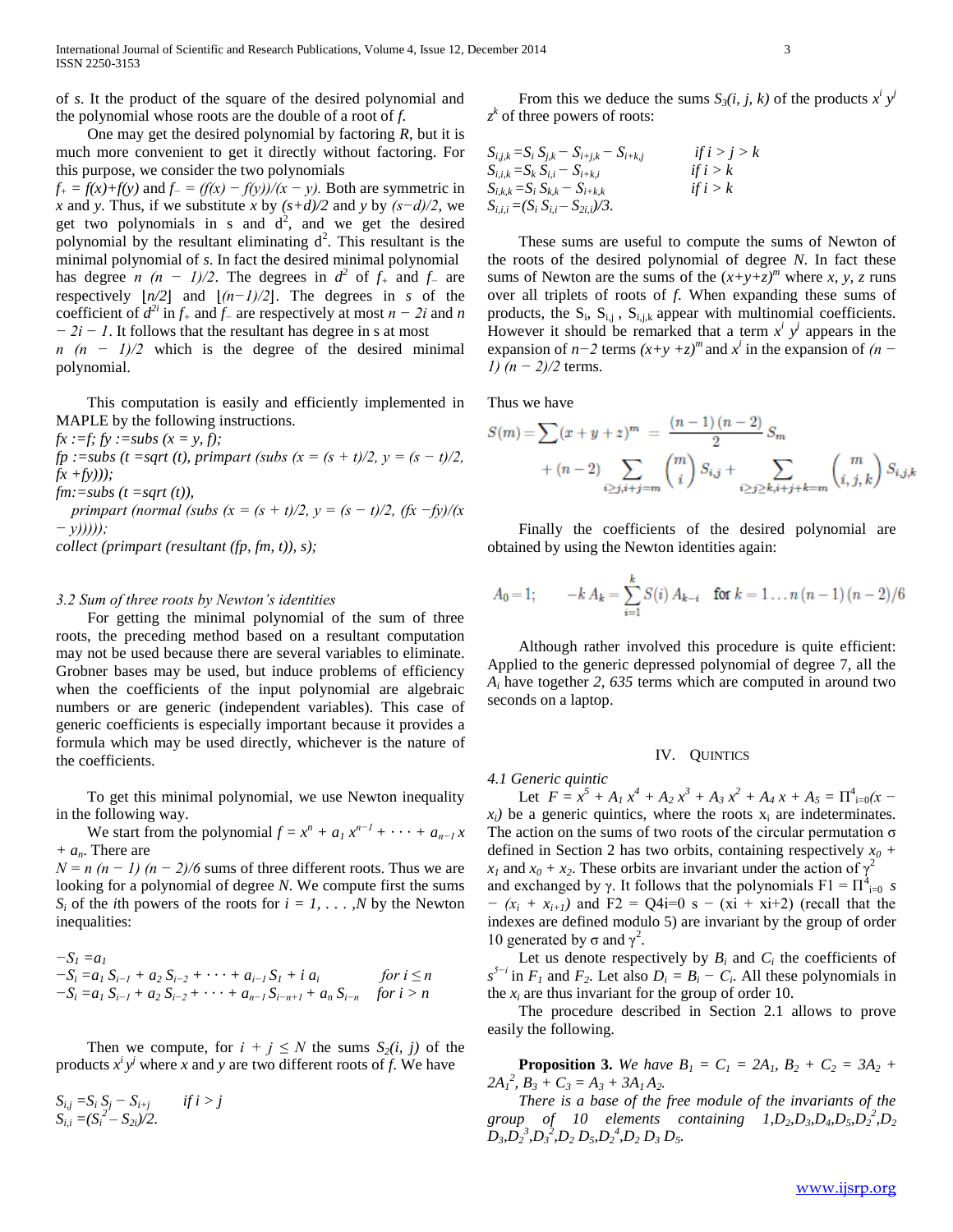of $s$. It the product of the square of the desired polynomial and the polynomial whose roots are the double of a root of $f$.

One may get the desired polynomial by factoring $R$, but it is much more convenient to get it directly without factoring. For this purpose, we consider the two polynomials $f_+ = f(x)+f(y)$ and $f_- = (f(x) - f(y))/(x - y)$. Both are symmetric in $x$ and $y$. Thus, if we substitute $x$ by $(s+d)/2$ and $y$ by $(s-d)/2$, we get two polynomials in s and $d^2$, and we get the desired polynomial by the resultant eliminating $d^2$. This resultant is the minimal polynomial of $s$. In fact the desired minimal polynomial has degree $n(n-1)/2$. The degrees in $d^2$ of $f_+$ and $f_-$ are respectively $\lfloor n/2 \rfloor$ and $\lfloor (n-1)/2 \rfloor$. The degrees in $s$ of the coefficient of $d^{2i}$ in $f_+$ and $f_-$ are respectively at most $n - 2i$ and $n - 2i - 1$. It follows that the resultant has degree in s at most $n(n-1)/2$ which is the degree of the desired minimal polynomial.

This computation is easily and efficiently implemented in MAPLE by the following instructions.

```
fx :=f; fy :=subs (x = y, f);
fp :=subs (t =sqrt (t), primpart (subs (x = (s + t)/2, y = (s − t)/2,
fx +fy)));
fm:=subs (t =sqrt (t)),
  primpart (normal (subs (x = (s + t)/2, y = (s − t)/2, (fx −fy)/(x
− y)))));
collect (primpart (resultant (fp, fm, t)), s);
```

### 3.2 Sum of three roots by Newton's identities

For getting the minimal polynomial of the sum of three roots, the preceding method based on a resultant computation may not be used because there are several variables to eliminate. Grobner bases may be used, but induce problems of efficiency when the coefficients of the input polynomial are algebraic numbers or are generic (independent variables). This case of generic coefficients is especially important because it provides a formula which may be used directly, whichever is the nature of the coefficients.

To get this minimal polynomial, we use Newton inequality in the following way.

We start from the polynomial $f = x^n + a_1 x^{n-1} + \cdots + a_{n-1} x + a_n$. There are $N = n(n-1)(n-2)/6$ sums of three different roots. Thus we are looking for a polynomial of degree $N$. We compute first the sums $S_i$ of the $i$th powers of the roots for $i = 1, \ldots, N$ by the Newton inequalities:

$$
\begin{aligned}
-S_1 &= a_1 \\
-S_i &= a_1 S_{i-1} + a_2 S_{i-2} + \cdots + a_{i-1} S_1 + i\, a_i && \text{for } i \le n \\
-S_i &= a_1 S_{i-1} + a_2 S_{i-2} + \cdots + a_{n-1} S_{i-n+1} + a_n S_{i-n} && \text{for } i > n
\end{aligned}
$$

Then we compute, for $i + j \le N$ the sums $S_2(i, j)$ of the products $x^i y^j$ where $x$ and $y$ are two different roots of $f$. We have

$$
\begin{aligned}
S_{i,j} &= S_i S_j - S_{i+j} && \text{if } i > j \\
S_{i,i} &= (S_i^2 - S_{2i})/2.
\end{aligned}
$$

From this we deduce the sums $S_3(i, j, k)$ of the products $x^i y^j z^k$ of three powers of roots:

$$
\begin{aligned}
S_{i,j,k} &= S_i S_{j,k} - S_{i+j,k} - S_{i+k,j} && \text{if } i > j > k \\
S_{i,i,k} &= S_k S_{i,i} - S_{i+k,i} && \text{if } i > k \\
S_{i,k,k} &= S_i S_{k,k} - S_{i+k,k} && \text{if } i > k \\
S_{i,i,i} &= (S_i S_{i,i} - S_{2i,i})/3.
\end{aligned}
$$

These sums are useful to compute the sums of Newton of the roots of the desired polynomial of degree $N$. In fact these sums of Newton are the sums of the $(x+y+z)^m$ where $x$, $y$, $z$ runs over all triplets of roots of $f$. When expanding these sums of products, the $S_i$, $S_{i,j}$, $S_{i,j,k}$ appear with multinomial coefficients. However it should be remarked that a term $x^i y^j$ appears in the expansion of $n-2$ terms $(x+y+z)^m$ and $x^i$ in the expansion of $(n-1)(n-2)/2$ terms.

Thus we have

$$
S(m) = \sum (x+y+z)^m = \frac{(n-1)(n-2)}{2} S_m + (n-2) \sum_{i \ge j, i+j=m} \binom{m}{i} S_{i,j} + \sum_{i \ge j \ge k, i+j+k=m} \binom{m}{i,j,k} S_{i,j,k}
$$

Finally the coefficients of the desired polynomial are obtained by using the Newton identities again:

$$
A_0 = 1; \qquad -k\, A_k = \sum_{i=1}^{k} S(i)\, A_{k-i} \quad \text{for } k = 1 \ldots n(n-1)(n-2)/6
$$

Although rather involved this procedure is quite efficient: Applied to the generic depressed polynomial of degree 7, all the $A_i$ have together *2, 635* terms which are computed in around two seconds on a laptop.

## IV. Quintics

### 4.1 Generic quintic

Let $F = x^5 + A_1 x^4 + A_2 x^3 + A_3 x^2 + A_4 x + A_5 = \Pi_{i=0}^{4}(x - x_i)$ be a generic quintics, where the roots $x_i$ are indeterminates. The action on the sums of two roots of the circular permutation σ defined in Section 2 has two orbits, containing respectively $x_0 + x_1$ and $x_0 + x_2$. These orbits are invariant under the action of $\gamma^2$ and exchanged by γ. It follows that the polynomials $F1 = \Pi_{i=0}^{4}\ s - (x_i + x_{i+1})$ and F2 = Q4i=0 s − (xi + xi+2) (recall that the indexes are defined modulo 5) are invariant by the group of order 10 generated by σ and $\gamma^2$.

Let us denote respectively by $B_i$ and $C_i$ the coefficients of $s^{5-i}$ in $F_1$ and $F_2$. Let also $D_i = B_i - C_i$. All these polynomials in the $x_i$ are thus invariant for the group of order 10.

The procedure described in Section 2.1 allows to prove easily the following.

**Proposition 3.** *We have $B_1 = C_1 = 2A_1$, $B_2 + C_2 = 3A_2 + 2A_1^2$, $B_3 + C_3 = A_3 + 3A_1 A_2$.*

*There is a base of the free module of the invariants of the group of 10 elements containing $1, D_2, D_3, D_4, D_5, D_2^2, D_2 D_3, D_2^3, D_3^2, D_2 D_5, D_2^4, D_2 D_3 D_5$.*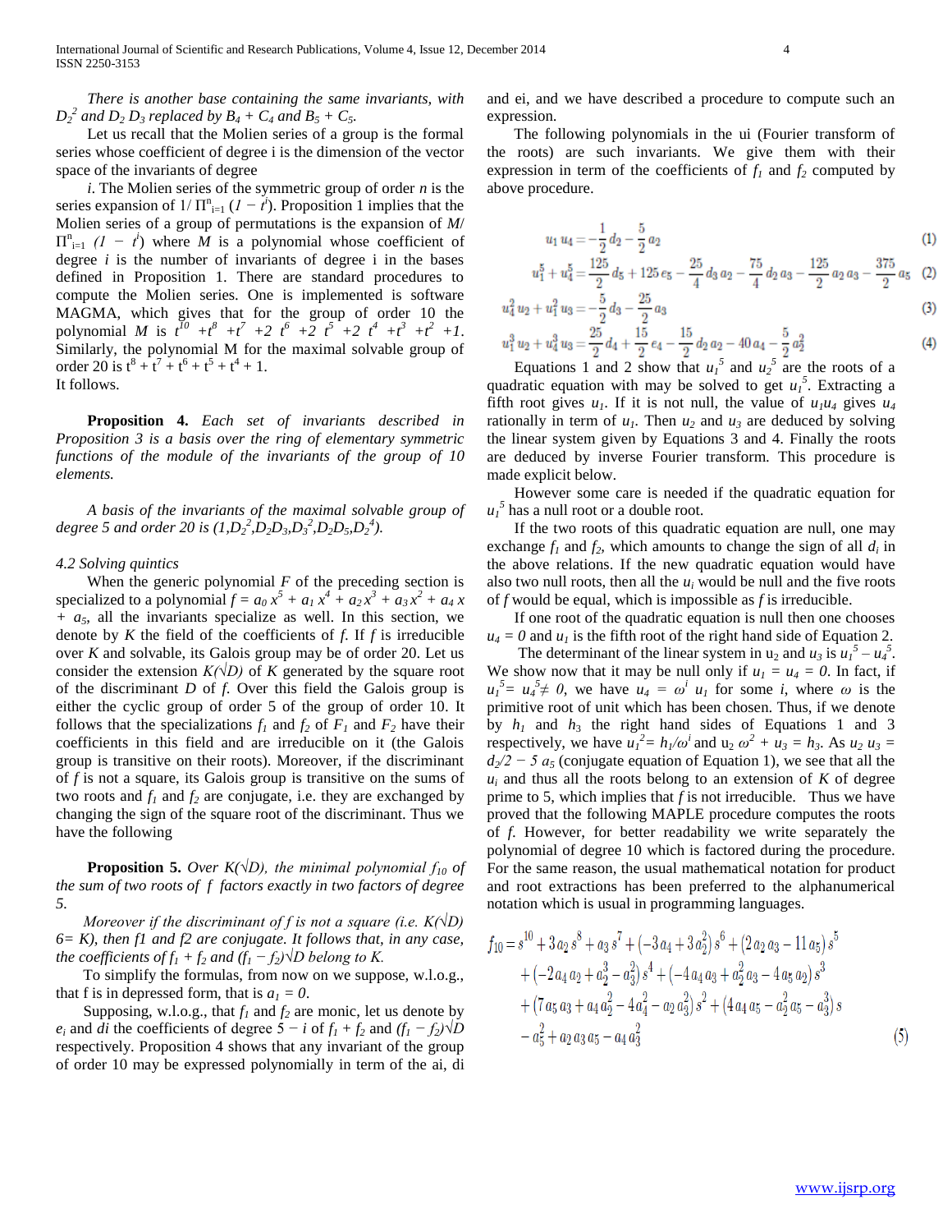*There is another base containing the same invariants, with $D_2^2$ and $D_2 D_3$ replaced by $B_4 + C_4$ and $B_5 + C_5$.*

Let us recall that the Molien series of a group is the formal series whose coefficient of degree i is the dimension of the vector space of the invariants of degree

*i*. The Molien series of the symmetric group of order *n* is the series expansion of $1/\Pi^n_{i=1} (1 - t^i)$. Proposition 1 implies that the Molien series of a group of permutations is the expansion of $M/\Pi^n_{i=1} (1 - t^i)$ where $M$ is a polynomial whose coefficient of degree *i* is the number of invariants of degree i in the bases defined in Proposition 1. There are standard procedures to compute the Molien series. One is implemented is software MAGMA, which gives that for the group of order 10 the polynomial $M$ is $t^{10} + t^8 + t^7 + 2\, t^6 + 2\, t^5 + 2\, t^4 + t^3 + t^2 + 1$. Similarly, the polynomial M for the maximal solvable group of order 20 is $t^8 + t^7 + t^6 + t^5 + t^4 + 1$.
It follows.

**Proposition 4.** *Each set of invariants described in Proposition 3 is a basis over the ring of elementary symmetric functions of the module of the invariants of the group of 10 elements.*

*A basis of the invariants of the maximal solvable group of degree 5 and order 20 is $(1, D_2^2, D_2D_3, D_3^2, D_2D_5, D_2^4)$.*

### *4.2 Solving quintics*

When the generic polynomial $F$ of the preceding section is specialized to a polynomial $f = a_0 x^5 + a_1 x^4 + a_2 x^3 + a_3 x^2 + a_4 x + a_5$, all the invariants specialize as well. In this section, we denote by $K$ the field of the coefficients of $f$. If $f$ is irreducible over $K$ and solvable, its Galois group may be of order 20. Let us consider the extension $K(\sqrt{D})$ of $K$ generated by the square root of the discriminant $D$ of $f$. Over this field the Galois group is either the cyclic group of order 5 of the group of order 10. It follows that the specializations $f_1$ and $f_2$ of $F_1$ and $F_2$ have their coefficients in this field and are irreducible on it (the Galois group is transitive on their roots). Moreover, if the discriminant of $f$ is not a square, its Galois group is transitive on the sums of two roots and $f_1$ and $f_2$ are conjugate, i.e. they are exchanged by changing the sign of the square root of the discriminant. Thus we have the following

**Proposition 5.** *Over $K(\sqrt{D})$, the minimal polynomial $f_{10}$ of the sum of two roots of $f$ factors exactly in two factors of degree 5.*

*Moreover if the discriminant of f is not a square (i.e. $K(\sqrt{D})$ 6= K), then f1 and f2 are conjugate. It follows that, in any case, the coefficients of $f_1 + f_2$ and $(f_1 - f_2)\sqrt{D}$ belong to K.*

To simplify the formulas, from now on we suppose, w.l.o.g., that f is in depressed form, that is $a_1 = 0$.

Supposing, w.l.o.g., that $f_1$ and $f_2$ are monic, let us denote by $e_i$ and $di$ the coefficients of degree $5 - i$ of $f_1 + f_2$ and $(f_1 - f_2)\sqrt{D}$ respectively. Proposition 4 shows that any invariant of the group of order 10 may be expressed polynomially in term of the ai, di and ei, and we have described a procedure to compute such an expression.

The following polynomials in the ui (Fourier transform of the roots) are such invariants. We give them with their expression in term of the coefficients of $f_1$ and $f_2$ computed by above procedure.

$$u_1 u_4 = -\frac{1}{2} d_2 - \frac{5}{2} a_2 \tag{1}$$

$$u_1^5 + u_4^5 = \frac{125}{2} d_5 + 125\, e_5 - \frac{25}{4} d_3 a_2 - \frac{75}{4} d_2 a_3 - \frac{125}{2} a_2 a_3 - \frac{375}{2} a_5 \tag{2}$$

$$u_4^2 u_2 + u_1^2 u_3 = -\frac{5}{2} d_3 - \frac{25}{2} a_3 \tag{3}$$

$$u_1^3 u_2 + u_4^3 u_3 = \frac{25}{2} d_4 + \frac{15}{2} e_4 - \frac{15}{2} d_2 a_2 - 40\, a_4 - \frac{5}{2} a_2^2 \tag{4}$$

Equations 1 and 2 show that $u_1^5$ and $u_2^5$ are the roots of a quadratic equation with may be solved to get $u_1^5$. Extracting a fifth root gives $u_1$. If it is not null, the value of $u_1u_4$ gives $u_4$ rationally in term of $u_1$. Then $u_2$ and $u_3$ are deduced by solving the linear system given by Equations 3 and 4. Finally the roots are deduced by inverse Fourier transform. This procedure is made explicit below.

However some care is needed if the quadratic equation for $u_1^5$ has a null root or a double root.

If the two roots of this quadratic equation are null, one may exchange $f_1$ and $f_2$, which amounts to change the sign of all $d_i$ in the above relations. If the new quadratic equation would have also two null roots, then all the $u_i$ would be null and the five roots of $f$ would be equal, which is impossible as $f$ is irreducible.

If one root of the quadratic equation is null then one chooses $u_4 = 0$ and $u_1$ is the fifth root of the right hand side of Equation 2.

The determinant of the linear system in $u_2$ and $u_3$ is $u_1^5 - u_4^5$. We show now that it may be null only if $u_1 = u_4 = 0$. In fact, if $u_1^5 = u_4^5 \neq 0$, we have $u_4 = \omega^i\, u_1$ for some $i$, where $\omega$ is the primitive root of unit which has been chosen. Thus, if we denote by $h_1$ and $h_3$ the right hand sides of Equations 1 and 3 respectively, we have $u_1^2 = h_1/\omega^i$ and $u_2\, \omega^2 + u_3 = h_3$. As $u_2\, u_3 = d_2/2 - 5\, a_5$ (conjugate equation of Equation 1), we see that all the $u_i$ and thus all the roots belong to an extension of $K$ of degree prime to 5, which implies that $f$ is not irreducible. Thus we have proved that the following MAPLE procedure computes the roots of $f$. However, for better readability we write separately the polynomial of degree 10 which is factored during the procedure. For the same reason, the usual mathematical notation for product and root extractions has been preferred to the alphanumerical notation which is usual in programming languages.

$$\begin{aligned} f_{10} = {} & s^{10} + 3\, a_2\, s^8 + a_3\, s^7 + \left(-3\, a_4 + 3\, a_2^2\right) s^6 + \left(2\, a_2\, a_3 - 11\, a_5\right) s^5 \\ & + \left(-2\, a_4\, a_2 + a_2^3 - a_3^2\right) s^4 + \left(-4\, a_4\, a_3 + a_2^2\, a_3 - 4\, a_5\, a_2\right) s^3 \\ & + \left(7\, a_5\, a_3 + a_4\, a_2^2 - 4\, a_4^2 - a_2\, a_3^2\right) s^2 + \left(4\, a_4\, a_5 - a_2^2\, a_5 - a_3^3\right) s \\ & - a_5^2 + a_2\, a_3\, a_5 - a_4\, a_3^2 \end{aligned} \tag{5}$$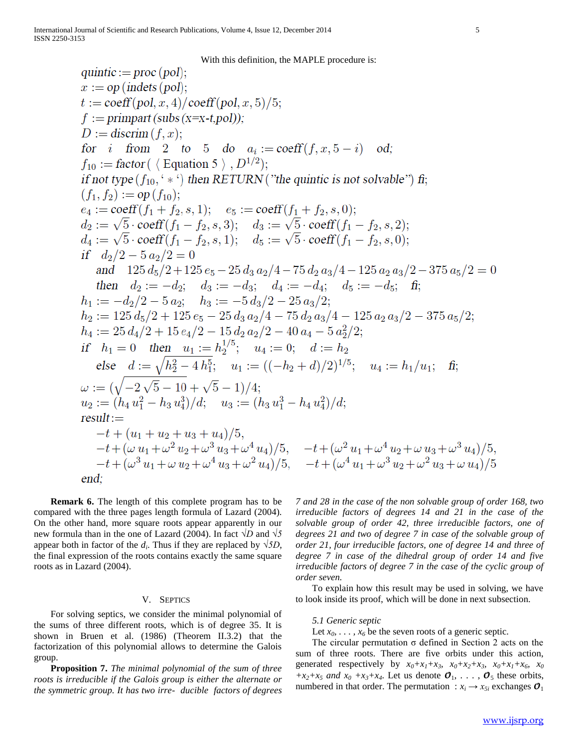With this definition, the MAPLE procedure is:

```
quintic := proc (pol);
x := op (indets (pol);
t := coeff(pol, x, 4)/coeff(pol, x, 5)/5;
f := primpart (subs (x=x-t,pol));
D := discrim (f, x);
for i from 2 to 5 do a_i := coeff(f, x, 5 - i) od;
f_10 := factor( ⟨ Equation 5 ⟩ , D^(1/2));
if not type (f_10, '*') then RETURN ("the quintic is not solvable") fi;
(f_1, f_2) := op (f_10);
e_4 := coeff(f_1 + f_2, s, 1);   e_5 := coeff(f_1 + f_2, s, 0);
d_2 := √5 · coeff(f_1 − f_2, s, 3);   d_3 := √5 · coeff(f_1 − f_2, s, 2);
d_4 := √5 · coeff(f_1 − f_2, s, 1);   d_5 := √5 · coeff(f_1 − f_2, s, 0);
if d_2/2 − 5 a_2/2 = 0
  and 125 d_5/2 + 125 e_5 − 25 d_3 a_2/4 − 75 d_2 a_3/4 − 125 a_2 a_3/2 − 375 a_5/2 = 0
  then d_2 := −d_2;  d_3 := −d_3;  d_4 := −d_4;  d_5 := −d_5;  fi;
h_1 := −d_2/2 − 5 a_2;   h_3 := −5 d_3/2 − 25 a_3/2;
h_2 := 125 d_5/2 + 125 e_5 − 25 d_3 a_2/4 − 75 d_2 a_3/4 − 125 a_2 a_3/2 − 375 a_5/2;
h_4 := 25 d_4/2 + 15 e_4/2 − 15 d_2 a_2/2 − 40 a_4 − 5 a_2^2/2;
if h_1 = 0 then u_1 := h_2^(1/5);  u_4 := 0;  d := h_2
  else d := sqrt(h_2^2 − 4 h_1^5);  u_1 := ((−h_2 + d)/2)^(1/5);  u_4 := h_1/u_1;  fi;
ω := (sqrt(−2 √5 − 10) + √5 − 1)/4;
u_2 := (h_4 u_1^2 − h_3 u_4^3)/d;   u_3 := (h_3 u_1^3 − h_4 u_4^2)/d;
result :=
  −t + (u_1 + u_2 + u_3 + u_4)/5,
  −t + (ω u_1 + ω^2 u_2 + ω^3 u_3 + ω^4 u_4)/5,   −t + (ω^2 u_1 + ω^4 u_2 + ω u_3 + ω^3 u_4)/5,
  −t + (ω^3 u_1 + ω u_2 + ω^4 u_3 + ω^2 u_4)/5,   −t + (ω^4 u_1 + ω^3 u_2 + ω^2 u_3 + ω u_4)/5
end;
```

**Remark 6.** The length of this complete program has to be compared with the three pages length formula of Lazard (2004). On the other hand, more square roots appear apparently in our new formula than in the one of Lazard (2004). In fact $\sqrt{D}$ and $\sqrt{5}$ appear both in factor of the $d_i$. Thus if they are replaced by $\sqrt{5D}$, the final expression of the roots contains exactly the same square roots as in Lazard (2004).

## V. Septics

For solving septics, we consider the minimal polynomial of the sums of three different roots, which is of degree 35. It is shown in Bruen et al. (1986) (Theorem II.3.2) that the factorization of this polynomial allows to determine the Galois group.

**Proposition 7.** *The minimal polynomial of the sum of three roots is irreducible if the Galois group is either the alternate or the symmetric group. It has two irreducible factors of degrees 7 and 28 in the case of the non solvable group of order 168, two irreducible factors of degrees 14 and 21 in the case of the solvable group of order 42, three irreducible factors, one of degrees 21 and two of degree 7 in case of the solvable group of order 21, four irreducible factors, one of degree 14 and three of degree 7 in case of the dihedral group of order 14 and five irreducible factors of degree 7 in the case of the cyclic group of order seven.*

To explain how this result may be used in solving, we have to look inside its proof, which will be done in next subsection.

### 5.1 Generic septic

Let $x_0, \ldots, x_6$ be the seven roots of a generic septic.

The circular permutation σ defined in Section 2 acts on the sum of three roots. There are five orbits under this action, generated respectively by $x_0+x_1+x_3$, $x_0+x_2+x_3$, $x_0+x_1+x_6$, $x_0+x_2+x_5$ and $x_0+x_3+x_4$. Let us denote $O_1, \ldots, O_5$ these orbits, numbered in that order. The permutation : $x_i \rightarrow x_{5i}$ exchanges $O_1$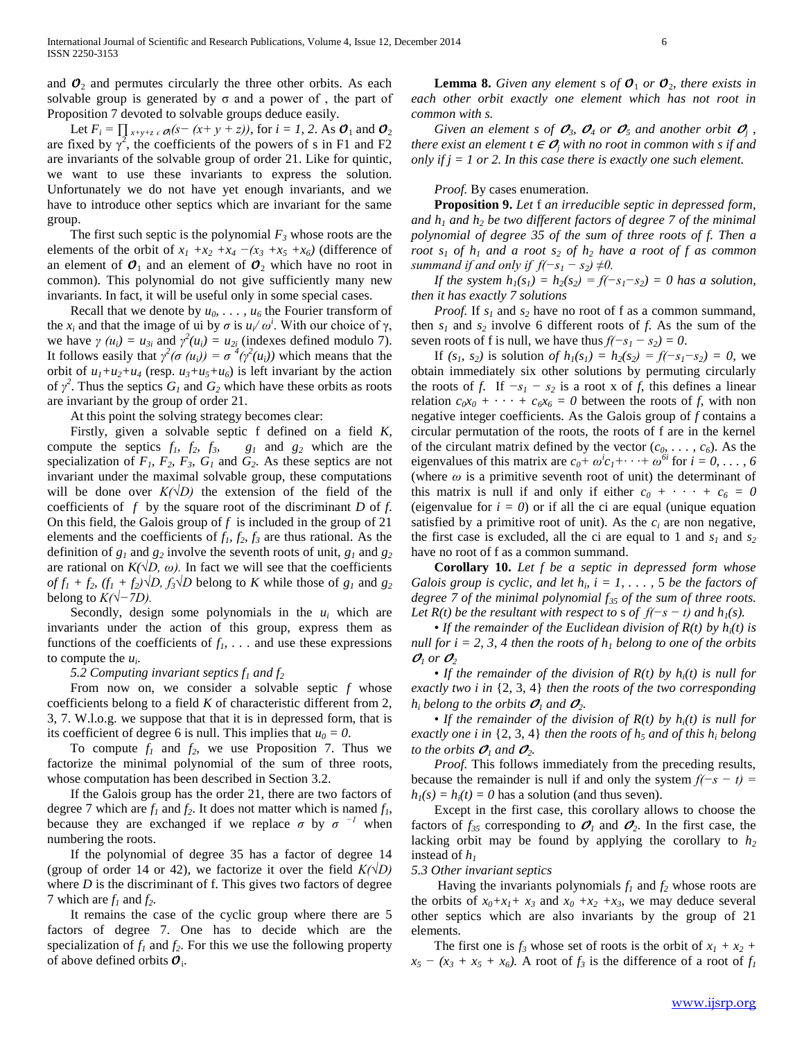and $\mathcal{O}_2$ and permutes circularly the three other orbits. As each solvable group is generated by σ and a power of , the part of Proposition 7 devoted to solvable groups deduce easily.

Let $F_i = \prod_{x+y+z \in \mathcal{O}_i}(s - (x + y + z))$, for $i = 1, 2$. As $\mathcal{O}_1$ and $\mathcal{O}_2$ are fixed by $\gamma^2$, the coefficients of the powers of s in F1 and F2 are invariants of the solvable group of order 21. Like for quintic, we want to use these invariants to express the solution. Unfortunately we do not have yet enough invariants, and we have to introduce other septics which are invariant for the same group.

The first such septic is the polynomial $F_3$ whose roots are the elements of the orbit of $x_1 + x_2 + x_4 - (x_3 + x_5 + x_6)$ (difference of an element of $\mathcal{O}_1$ and an element of $\mathcal{O}_2$ which have no root in common). This polynomial do not give sufficiently many new invariants. In fact, it will be useful only in some special cases.

Recall that we denote by $u_0, \ldots, u_6$ the Fourier transform of the $x_i$ and that the image of ui by $\sigma$ is $u_i/\omega^i$. With our choice of γ, we have $\gamma(u_i) = u_{3i}$ and $\gamma^2(u_i) = u_{2i}$ (indexes defined modulo 7). It follows easily that $\gamma^2(\sigma(u_i)) = \sigma^4(\gamma^2(u_i))$ which means that the orbit of $u_1+u_2+u_4$ (resp. $u_3+u_5+u_6$) is left invariant by the action of $\gamma^2$. Thus the septics $G_1$ and $G_2$ which have these orbits as roots are invariant by the group of order 21.

At this point the solving strategy becomes clear:

Firstly, given a solvable septic f defined on a field $K$, compute the septics $f_1$, $f_2$, $f_3$, $g_1$ and $g_2$ which are the specialization of $F_1$, $F_2$, $F_3$, $G_1$ and $G_2$. As these septics are not invariant under the maximal solvable group, these computations will be done over $K(\sqrt{D})$ the extension of the field of the coefficients of $f$ by the square root of the discriminant $D$ of $f$. On this field, the Galois group of $f$ is included in the group of 21 elements and the coefficients of $f_1$, $f_2$, $f_3$ are thus rational. As the definition of $g_1$ and $g_2$ involve the seventh roots of unit, $g_1$ and $g_2$ are rational on $K(\sqrt{D}, \omega)$. In fact we will see that the coefficients of $f_1 + f_2$, $(f_1 + f_2)\sqrt{D}$, $f_3\sqrt{D}$ belong to $K$ while those of $g_1$ and $g_2$ belong to $K(\sqrt{-7D})$.

Secondly, design some polynomials in the $u_i$ which are invariants under the action of this group, express them as functions of the coefficients of $f_1$, ... and use these expressions to compute the $u_i$.

*5.2 Computing invariant septics $f_1$ and $f_2$*

From now on, we consider a solvable septic $f$ whose coefficients belong to a field $K$ of characteristic different from 2, 3, 7. W.l.o.g. we suppose that that it is in depressed form, that is its coefficient of degree 6 is null. This implies that $u_0 = 0$.

To compute $f_1$ and $f_2$, we use Proposition 7. Thus we factorize the minimal polynomial of the sum of three roots, whose computation has been described in Section 3.2.

If the Galois group has the order 21, there are two factors of degree 7 which are $f_1$ and $f_2$. It does not matter which is named $f_1$, because they are exchanged if we replace $\sigma$ by $\sigma^{-1}$ when numbering the roots.

If the polynomial of degree 35 has a factor of degree 14 (group of order 14 or 42), we factorize it over the field $K(\sqrt{D})$ where $D$ is the discriminant of f. This gives two factors of degree 7 which are $f_1$ and $f_2$.

It remains the case of the cyclic group where there are 5 factors of degree 7. One has to decide which are the specialization of $f_1$ and $f_2$. For this we use the following property of above defined orbits $\mathcal{O}_i$.

**Lemma 8.** *Given any element* s *of* $\mathcal{O}_1$ *or* $\mathcal{O}_2$*, there exists in each other orbit exactly one element which has not root in common with s.*

*Given an element s of* $\mathcal{O}_3$*,* $\mathcal{O}_4$ *or* $\mathcal{O}_5$ *and another orbit* $\mathcal{O}_j$*, there exist an element* $t \in \mathcal{O}_j$ *with no root in common with s if and only if j = 1 or 2. In this case there is exactly one such element.*

*Proof.* By cases enumeration.

**Proposition 9.** *Let* f *an irreducible septic in depressed form, and* $h_1$ *and* $h_2$ *be two different factors of degree 7 of the minimal polynomial of degree 35 of the sum of three roots of f. Then a root* $s_1$ *of* $h_1$ *and a root* $s_2$ *of* $h_2$ *have a root of f as common summand if and only if* $f(-s_1 - s_2) \neq 0$*.*

*If the system* $h_1(s_1) = h_2(s_2) = f(-s_1-s_2) = 0$ *has a solution, then it has exactly 7 solutions*

*Proof.* If $s_1$ and $s_2$ have no root of f as a common summand, then $s_1$ and $s_2$ involve 6 different roots of $f$. As the sum of the seven roots of f is null, we have thus $f(-s_1 - s_2) = 0$.

If $(s_1, s_2)$ is solution of $h_1(s_1) = h_2(s_2) = f(-s_1-s_2) = 0$, we obtain immediately six other solutions by permuting circularly the roots of $f$. If $-s_1 - s_2$ is a root x of $f$, this defines a linear relation $c_0x_0 + \cdots + c_6x_6 = 0$ between the roots of $f$, with non negative integer coefficients. As the Galois group of $f$ contains a circular permutation of the roots, the roots of f are in the kernel of the circulant matrix defined by the vector $(c_0, \ldots, c_6)$. As the eigenvalues of this matrix are $c_0+ \omega^i c_1+\cdots+ \omega^{6i}$ for $i = 0, \ldots, 6$ (where $\omega$ is a primitive seventh root of unit) the determinant of this matrix is null if and only if either $c_0 + \cdots + c_6 = 0$ (eigenvalue for $i = 0$) or if all the ci are equal (unique equation satisfied by a primitive root of unit). As the $c_i$ are non negative, the first case is excluded, all the ci are equal to 1 and $s_1$ and $s_2$ have no root of f as a common summand.

**Corollary 10.** *Let f be a septic in depressed form whose Galois group is cyclic, and let* $h_i$*, i = 1, ..., 5 be the factors of degree 7 of the minimal polynomial* $f_{35}$ *of the sum of three roots. Let R(t) be the resultant with respect to* s *of* $f(-s - t)$ *and* $h_1(s)$*.*

- *If the remainder of the Euclidean division of R(t) by* $h_i(t)$ *is null for i = 2, 3, 4 then the roots of* $h_1$ *belong to one of the orbits* $\mathcal{O}_1$ *or* $\mathcal{O}_2$
- *If the remainder of the division of R(t) by* $h_i(t)$ *is null for exactly two i in* {2, 3, 4} *then the roots of the two corresponding* $h_i$ *belong to the orbits* $\mathcal{O}_1$ *and* $\mathcal{O}_2$*.*
- *If the remainder of the division of R(t) by* $h_i(t)$ *is null for exactly one i in* {2, 3, 4} *then the roots of* $h_5$ *and of this* $h_i$ *belong to the orbits* $\mathcal{O}_1$ *and* $\mathcal{O}_2$*.*

*Proof.* This follows immediately from the preceding results, because the remainder is null if and only the system $f(-s - t) = h_1(s) = h_i(t) = 0$ has a solution (and thus seven).

Except in the first case, this corollary allows to choose the factors of $f_{35}$ corresponding to $\mathcal{O}_1$ and $\mathcal{O}_2$. In the first case, the lacking orbit may be found by applying the corollary to $h_2$ instead of $h_1$

*5.3 Other invariant septics*

Having the invariants polynomials $f_1$ and $f_2$ whose roots are the orbits of $x_0+x_1+ x_3$ and $x_0 +x_2 +x_3$, we may deduce several other septics which are also invariants by the group of 21 elements.

The first one is $f_3$ whose set of roots is the orbit of $x_1 + x_2 + x_5 - (x_3 + x_5 + x_6)$. A root of $f_3$ is the difference of a root of $f_1$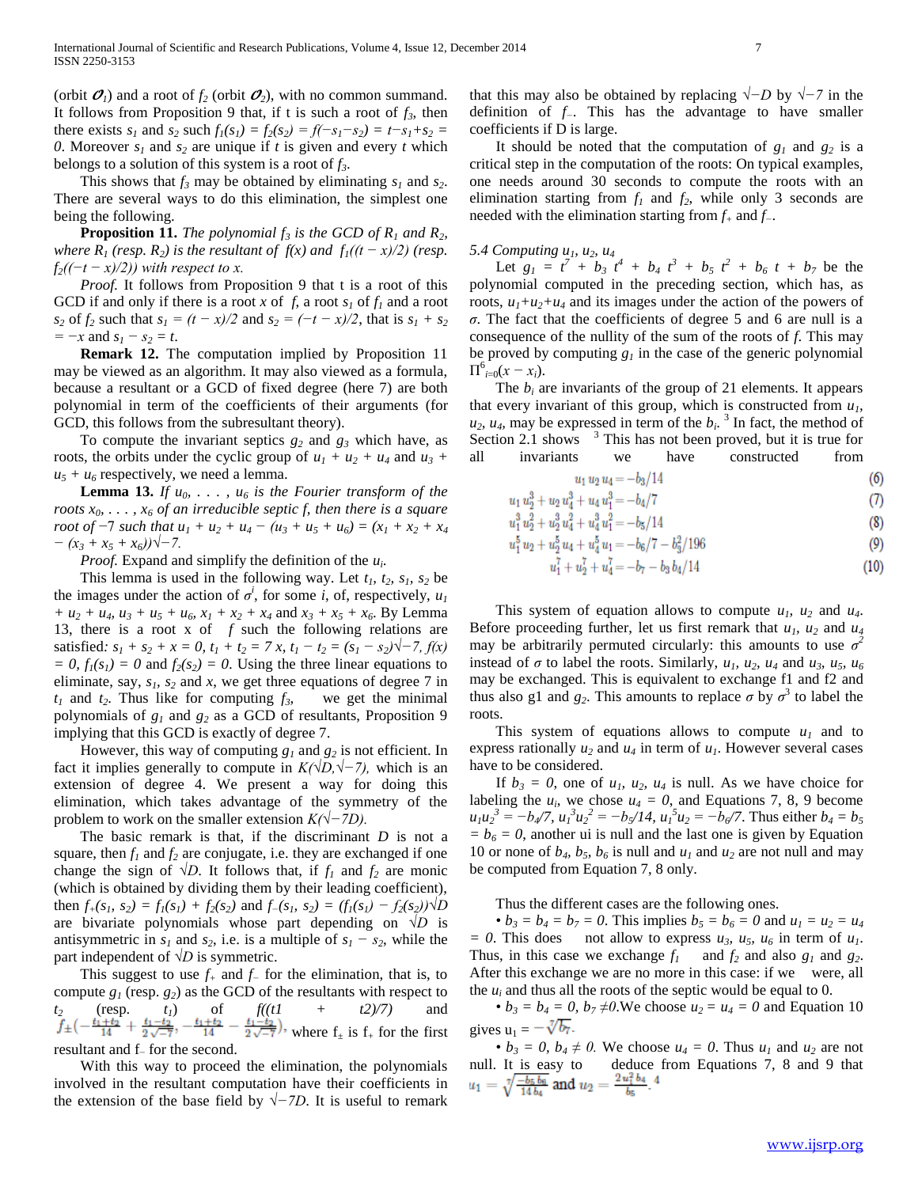(orbit $\mathcal{O}_1$) and a root of $f_2$ (orbit $\mathcal{O}_2$), with no common summand. It follows from Proposition 9 that, if t is such a root of $f_3$, then there exists $s_1$ and $s_2$ such $f_1(s_1) = f_2(s_2) = f(-s_1-s_2) = t-s_1+s_2 = 0$. Moreover $s_1$ and $s_2$ are unique if $t$ is given and every $t$ which belongs to a solution of this system is a root of $f_3$.

This shows that $f_3$ may be obtained by eliminating $s_1$ and $s_2$. There are several ways to do this elimination, the simplest one being the following.

**Proposition 11.** *The polynomial $f_3$ is the GCD of $R_1$ and $R_2$, where $R_1$ (resp. $R_2$) is the resultant of $f(x)$ and $f_1((t-x)/2)$ (resp. $f_2((-t-x)/2)$) with respect to x.*

*Proof.* It follows from Proposition 9 that t is a root of this GCD if and only if there is a root x of $f$, a root $s_1$ of $f_1$ and a root $s_2$ of $f_2$ such that $s_1 = (t-x)/2$ and $s_2 = (-t-x)/2$, that is $s_1 + s_2 = -x$ and $s_1 - s_2 = t$.

**Remark 12.** The computation implied by Proposition 11 may be viewed as an algorithm. It may also viewed as a formula, because a resultant or a GCD of fixed degree (here 7) are both polynomial in term of the coefficients of their arguments (for GCD, this follows from the subresultant theory).

To compute the invariant septics $g_2$ and $g_3$ which have, as roots, the orbits under the cyclic group of $u_1 + u_2 + u_4$ and $u_3 + u_5 + u_6$ respectively, we need a lemma.

**Lemma 13.** *If $u_0, \ldots, u_6$ is the Fourier transform of the roots $x_0, \ldots, x_6$ of an irreducible septic f, then there is a square root of $-7$ such that $u_1 + u_2 + u_4 - (u_3 + u_5 + u_6) = (x_1 + x_2 + x_4 - (x_3 + x_5 + x_6))\sqrt{-7}$.*

*Proof.* Expand and simplify the definition of the $u_i$.

This lemma is used in the following way. Let $t_1$, $t_2$, $s_1$, $s_2$ be the images under the action of $\sigma^i$, for some $i$, of, respectively, $u_1 + u_2 + u_4$, $u_3 + u_5 + u_6$, $x_1 + x_2 + x_4$ and $x_3 + x_5 + x_6$. By Lemma 13, there is a root x of $f$ such the following relations are satisfied: $s_1 + s_2 + x = 0$, $t_1 + t_2 = 7x$, $t_1 - t_2 = (s_1 - s_2)\sqrt{-7}$, $f(x) = 0$, $f_1(s_1) = 0$ and $f_2(s_2) = 0$. Using the three linear equations to eliminate, say, $s_1$, $s_2$ and $x$, we get three equations of degree 7 in $t_1$ and $t_2$. Thus like for computing $f_3$, we get the minimal polynomials of $g_1$ and $g_2$ as a GCD of resultants, Proposition 9 implying that this GCD is exactly of degree 7.

However, this way of computing $g_1$ and $g_2$ is not efficient. In fact it implies generally to compute in $K(\sqrt{D}, \sqrt{-7})$, which is an extension of degree 4. We present a way for doing this elimination, which takes advantage of the symmetry of the problem to work on the smaller extension $K(\sqrt{-7D})$.

The basic remark is that, if the discriminant $D$ is not a square, then $f_1$ and $f_2$ are conjugate, i.e. they are exchanged if one change the sign of $\sqrt{D}$. It follows that, if $f_1$ and $f_2$ are monic (which is obtained by dividing them by their leading coefficient), then $f_+(s_1, s_2) = f_1(s_1) + f_2(s_2)$ and $f_-(s_1, s_2) = (f_1(s_1) - f_2(s_2))\sqrt{D}$ are bivariate polynomials whose part depending on $\sqrt{D}$ is antisymmetric in $s_1$ and $s_2$, i.e. is a multiple of $s_1 - s_2$, while the part independent of $\sqrt{D}$ is symmetric.

This suggest to use $f_+$ and $f_-$ for the elimination, that is, to compute $g_1$ (resp. $g_2$) as the GCD of the resultants with respect to $t_2$ (resp. $t_1$) of $f((t1 + t2)/7)$ and $f_\pm\left(-\frac{t_1+t_2}{14} + \frac{t_1-t_2}{2\sqrt{-7}}, -\frac{t_1+t_2}{14} - \frac{t_1-t_2}{2\sqrt{-7}}\right)$, where $f_\pm$ is $f_+$ for the first resultant and $f_-$ for the second.

With this way to proceed the elimination, the polynomials involved in the resultant computation have their coefficients in the extension of the base field by $\sqrt{-7D}$. It is useful to remark that this may also be obtained by replacing $\sqrt{-D}$ by $\sqrt{-7}$ in the definition of $f_-$. This has the advantage to have smaller coefficients if D is large.

It should be noted that the computation of $g_1$ and $g_2$ is a critical step in the computation of the roots: On typical examples, one needs around 30 seconds to compute the roots with an elimination starting from $f_1$ and $f_2$, while only 3 seconds are needed with the elimination starting from $f_+$ and $f_-$.

### *5.4 Computing $u_1$, $u_2$, $u_4$*

Let $g_1 = t^7 + b_3 t^4 + b_4 t^3 + b_5 t^2 + b_6 t + b_7$ be the polynomial computed in the preceding section, which has, as roots, $u_1+u_2+u_4$ and its images under the action of the powers of $\sigma$. The fact that the coefficients of degree 5 and 6 are null is a consequence of the nullity of the sum of the roots of $f$. This may be proved by computing $g_1$ in the case of the generic polynomial $\Pi^6_{i=0}(x - x_i)$.

The $b_i$ are invariants of the group of 21 elements. It appears that every invariant of this group, which is constructed from $u_1$, $u_2$, $u_4$, may be expressed in term of the $b_i$.[3] In fact, the method of Section 2.1 shows [3] This has not been proved, but it is true for all invariants we have constructed from

$$u_1 u_2 u_4 = -b_3/14 \tag{6}$$

$$u_1 u_2^3 + u_2 u_4^3 + u_4 u_1^3 = -b_4/7 \tag{7}$$

$$u_1^3 u_2^2 + u_2^3 u_4^2 + u_4^3 u_1^2 = -b_5/14 \tag{8}$$

$$u_1^5 u_2 + u_2^5 u_4 + u_4^5 u_1 = -b_6/7 - b_3^2/196 \tag{9}$$

$$u_1^7 + u_2^7 + u_4^7 = -b_7 - b_3 b_4/14 \tag{10}$$

This system of equation allows to compute $u_1$, $u_2$ and $u_4$. Before proceeding further, let us first remark that $u_1$, $u_2$ and $u_4$ may be arbitrarily permuted circularly: this amounts to use $\sigma^2$ instead of $\sigma$ to label the roots. Similarly, $u_1$, $u_2$, $u_4$ and $u_3$, $u_5$, $u_6$ may be exchanged. This is equivalent to exchange f1 and f2 and thus also g1 and $g_2$. This amounts to replace $\sigma$ by $\sigma^3$ to label the roots.

This system of equations allows to compute $u_1$ and to express rationally $u_2$ and $u_4$ in term of $u_1$. However several cases have to be considered.

If $b_3 = 0$, one of $u_1$, $u_2$, $u_4$ is null. As we have choice for labeling the $u_i$, we chose $u_4 = 0$, and Equations 7, 8, 9 become $u_1u_2^3 = -b_4/7$, $u_1^3u_2^2 = -b_5/14$, $u_1^5u_2 = -b_6/7$. Thus either $b_4 = b_5 = b_6 = 0$, another ui is null and the last one is given by Equation 10 or none of $b_4$, $b_5$, $b_6$ is null and $u_1$ and $u_2$ are not null and may be computed from Equation 7, 8 only.

Thus the different cases are the following ones.

- $b_3 = b_4 = b_7 = 0$. This implies $b_5 = b_6 = 0$ and $u_1 = u_2 = u_4 = 0$. This does not allow to express $u_3$, $u_5$, $u_6$ in term of $u_1$. Thus, in this case we exchange $f_1$ and $f_2$ and also $g_1$ and $g_2$. After this exchange we are no more in this case: if we were, all the $u_i$ and thus all the roots of the septic would be equal to 0.
- $b_3 = b_4 = 0$, $b_7 \neq 0$. We choose $u_2 = u_4 = 0$ and Equation 10 gives $u_1 = -\sqrt[7]{b_7}$.
- $b_3 = 0$, $b_4 \neq 0$. We choose $u_4 = 0$. Thus $u_1$ and $u_2$ are not null. It is easy to deduce from Equations 7, 8 and 9 that $u_1 = \sqrt[7]{\frac{-b_5 b_6}{14 b_4}}$ and $u_2 = \frac{2u_1^2 b_4}{b_5}$.[4]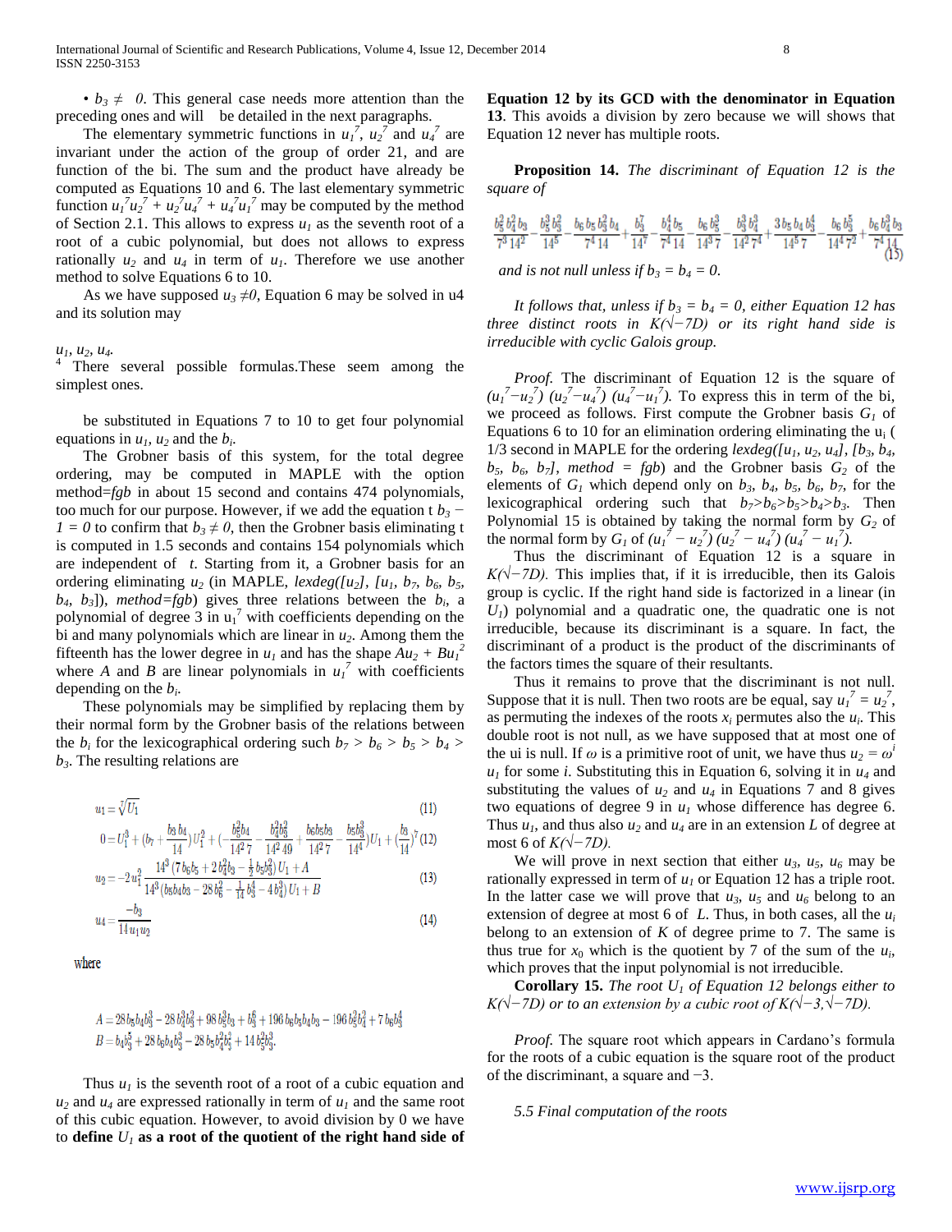• $b_3 \neq 0$. This general case needs more attention than the preceding ones and will be detailed in the next paragraphs.

The elementary symmetric functions in $u_1^7$, $u_2^7$ and $u_4^7$ are invariant under the action of the group of order 21, and are function of the bi. The sum and the product have already be computed as Equations 10 and 6. The last elementary symmetric function $u_1^7u_2^7 + u_2^7u_4^7 + u_4^7u_1^7$ may be computed by the method of Section 2.1. This allows to express $u_1$ as the seventh root of a root of a cubic polynomial, but does not allows to express rationally $u_2$ and $u_4$ in term of $u_1$. Therefore we use another method to solve Equations 6 to 10.

As we have supposed $u_3 \neq 0$, Equation 6 may be solved in u4 and its solution may

$u_1, u_2, u_4$.
[4] There several possible formulas.These seem among the simplest ones.

be substituted in Equations 7 to 10 to get four polynomial equations in $u_1$, $u_2$ and the $b_i$.

The Grobner basis of this system, for the total degree ordering, may be computed in MAPLE with the option method=*fgb* in about 15 second and contains 474 polynomials, too much for our purpose. However, if we add the equation t $b_3 - 1 = 0$ to confirm that $b_3 \neq 0$, then the Grobner basis eliminating t is computed in 1.5 seconds and contains 154 polynomials which are independent of $t$. Starting from it, a Grobner basis for an ordering eliminating $u_2$ (in MAPLE, *lexdeg([u₂], [u₁, b₇, b₆, b₅, b₄, b₃])*, *method=fgb*) gives three relations between the $b_i$, a polynomial of degree 3 in $u_1^7$ with coefficients depending on the bi and many polynomials which are linear in $u_2$. Among them the fifteenth has the lower degree in $u_1$ and has the shape $Au_2 + Bu_1^2$ where $A$ and $B$ are linear polynomials in $u_1^7$ with coefficients depending on the $b_i$.

These polynomials may be simplified by replacing them by their normal form by the Grobner basis of the relations between the $b_i$ for the lexicographical ordering such $b_7 > b_6 > b_5 > b_4 > b_3$. The resulting relations are

$$u_1 = \sqrt[7]{U_1} \tag{11}$$

$$0 = U_1^3 + \left(b_7 + \frac{b_3 b_4}{14}\right)U_1^2 + \left(-\frac{b_5^2 b_4}{14^2 7} - \frac{b_4^2 b_3^2}{14^2 49} + \frac{b_6 b_5 b_3}{14^2 7} - \frac{b_5 b_3^3}{14^4}\right)U_1 + \left(\frac{b_3}{14}\right)^7 \tag{12}$$

$$u_2 = -2u_1^2 \frac{14^3\left(7b_6b_5 + 2b_4^2b_3 - \frac{1}{2}b_5b_3^3\right)U_1 + A}{14^3\left(b_5b_4b_3 - 28b_6^2 - \frac{1}{14}b_3^4 - 4b_4^3\right)U_1 + B} \tag{13}$$

$$u_4 = \frac{-b_3}{14u_1u_2} \tag{14}$$

where

$$A = 28b_5b_4b_3^3 - 28b_4^3b_3^2 + 98b_5^2b_3 + b_3^6 + 196b_6b_5b_4b_3 - 196b_5^2b_4^2 + 7b_6b_3^4$$
$$B = b_4b_3^5 + 28b_6b_4b_3^3 - 28b_5b_4^2b_3^2 + 14b_5^2b_3^3.$$

Thus $u_1$ is the seventh root of a root of a cubic equation and $u_2$ and $u_4$ are expressed rationally in term of $u_1$ and the same root of this cubic equation. However, to avoid division by 0 we have to **define $U_1$ as a root of the quotient of the right hand side of Equation 12 by its GCD with the denominator in Equation 13**. This avoids a division by zero because we will shows that Equation 12 never has multiple roots.

**Proposition 14.** *The discriminant of Equation 12 is the square of*

$$\frac{b_5^2 b_4^2 b_3}{7^3 14^2} - \frac{b_5^3 b_3^3}{14^5} - \frac{b_6 b_5 b_3^2 b_4}{7^4 14} + \frac{b_3^7}{14^7} - \frac{b_4^4 b_5}{7^4 14} - \frac{b_6 b_3^5}{14^3 7} - \frac{b_3^3 b_4^3}{14^2 7^4} + \frac{3 b_5 b_4 b_3^4}{14^5 7} - \frac{b_6 b_3^5}{14^4 7^2} + \frac{b_6 b_4^2 b_3}{7^4 14} \tag{15}$$

*and is not null unless if $b_3 = b_4 = 0$.*

*It follows that, unless if $b_3 = b_4 = 0$, either Equation 12 has three distinct roots in $K(\sqrt{-7D})$ or its right hand side is irreducible with cyclic Galois group.*

*Proof.* The discriminant of Equation 12 is the square of $(u_1^7 - u_2^7)(u_2^7 - u_4^7)(u_4^7 - u_1^7)$. To express this in term of the bi, we proceed as follows. First compute the Grobner basis $G_1$ of Equations 6 to 10 for an elimination ordering eliminating the $u_i$ (1/3 second in MAPLE for the ordering *lexdeg([u₁, u₂, u₄], [b₃, b₄, b₅, b₆, b₇], method = fgb)* and the Grobner basis $G_2$ of the elements of $G_1$ which depend only on $b_3$, $b_4$, $b_5$, $b_6$, $b_7$, for the lexicographical ordering such that $b_7 > b_6 > b_5 > b_4 > b_3$. Then Polynomial 15 is obtained by taking the normal form by $G_2$ of the normal form by $G_1$ of $(u_1^7 - u_2^7)(u_2^7 - u_4^7)(u_4^7 - u_1^7)$.

Thus the discriminant of Equation 12 is a square in $K(\sqrt{-7D})$. This implies that, if it is irreducible, then its Galois group is cyclic. If the right hand side is factorized in a linear (in $U_1$) polynomial and a quadratic one, the quadratic one is not irreducible, because its discriminant is a square. In fact, the discriminant of a product is the product of the discriminants of the factors times the square of their resultants.

Thus it remains to prove that the discriminant is not null. Suppose that it is null. Then two roots are be equal, say $u_1^7 = u_2^7$, as permuting the indexes of the roots $x_i$ permutes also the $u_i$. This double root is not null, as we have supposed that at most one of the ui is null. If $\omega$ is a primitive root of unit, we have thus $u_2 = \omega^i u_1$ for some $i$. Substituting this in Equation 6, solving it in $u_4$ and substituting the values of $u_2$ and $u_4$ in Equations 7 and 8 gives two equations of degree 9 in $u_1$ whose difference has degree 6. Thus $u_1$, and thus also $u_2$ and $u_4$ are in an extension $L$ of degree at most 6 of $K(\sqrt{-7D})$.

We will prove in next section that either $u_3$, $u_5$, $u_6$ may be rationally expressed in term of $u_1$ or Equation 12 has a triple root. In the latter case we will prove that $u_3$, $u_5$ and $u_6$ belong to an extension of degree at most 6 of $L$. Thus, in both cases, all the $u_i$ belong to an extension of $K$ of degree prime to 7. The same is thus true for $x_0$ which is the quotient by 7 of the sum of the $u_i$, which proves that the input polynomial is not irreducible.

**Corollary 15.** *The root $U_1$ of Equation 12 belongs either to $K(\sqrt{-7D})$ or to an extension by a cubic root of $K(\sqrt{-3}, \sqrt{-7D})$.*

*Proof.* The square root which appears in Cardano's formula for the roots of a cubic equation is the square root of the product of the discriminant, a square and −3.

### *5.5 Final computation of the roots*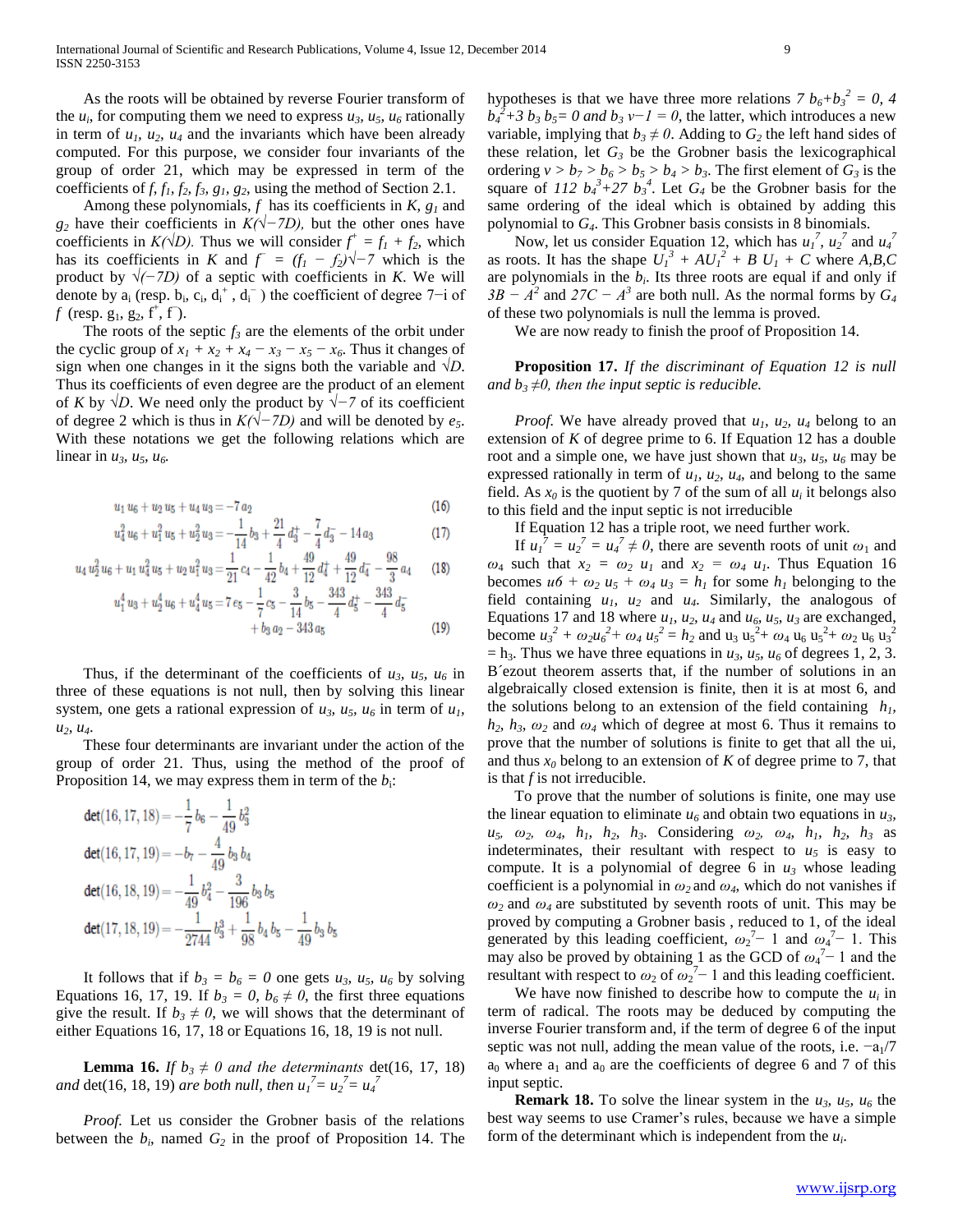As the roots will be obtained by reverse Fourier transform of the $u_i$, for computing them we need to express $u_3$, $u_5$, $u_6$ rationally in term of $u_1$, $u_2$, $u_4$ and the invariants which have been already computed. For this purpose, we consider four invariants of the group of order 21, which may be expressed in term of the coefficients of $f$, $f_1$, $f_2$, $f_3$, $g_1$, $g_2$, using the method of Section 2.1.

Among these polynomials, $f$ has its coefficients in $K$, $g_1$ and $g_2$ have their coefficients in $K(\sqrt{-7D})$, but the other ones have coefficients in $K(\sqrt{D})$. Thus we will consider $f^+ = f_1 + f_2$, which has its coefficients in $K$ and $f^- = (f_1 - f_2)\sqrt{-7}$ which is the product by $\sqrt{(-7D)}$ of a septic with coefficients in $K$. We will denote by $a_i$ (resp. $b_i$, $c_i$, $d_i^+$, $d_i^-$) the coefficient of degree $7-i$ of $f$ (resp. $g_1$, $g_2$, $f^+$, $f^-$).

The roots of the septic $f_3$ are the elements of the orbit under the cyclic group of $x_1 + x_2 + x_4 - x_3 - x_5 - x_6$. Thus it changes of sign when one changes in it the signs both the variable and $\sqrt{D}$. Thus its coefficients of even degree are the product of an element of $K$ by $\sqrt{D}$. We need only the product by $\sqrt{-7}$ of its coefficient of degree 2 which is thus in $K(\sqrt{-7D})$ and will be denoted by $e_5$. With these notations we get the following relations which are linear in $u_3$, $u_5$, $u_6$.

$$u_1 u_6 + u_2 u_5 + u_4 u_3 = -7\, a_2 \tag{16}$$

$$u_4^2 u_6 + u_1^2 u_5 + u_2^2 u_3 = -\frac{1}{14} b_3 + \frac{21}{4} d_3^+ - \frac{7}{4} d_3^- - 14\, a_3 \tag{17}$$

$$u_4 u_2^2 u_6 + u_1 u_4^2 u_5 + u_2 u_1^2 u_3 = \frac{1}{21} c_4 - \frac{1}{42} b_4 + \frac{49}{12} d_4^+ + \frac{49}{12} d_4^- - \frac{98}{3} a_4 \tag{18}$$

$$u_1^4 u_3 + u_2^4 u_6 + u_4^4 u_5 = 7\, e_5 - \frac{1}{7} c_5 - \frac{3}{14} b_5 - \frac{343}{4} d_5^+ - \frac{343}{4} d_5^- + b_3\, a_2 - 343\, a_5 \tag{19}$$

Thus, if the determinant of the coefficients of $u_3$, $u_5$, $u_6$ in three of these equations is not null, then by solving this linear system, one gets a rational expression of $u_3$, $u_5$, $u_6$ in term of $u_1$, $u_2$, $u_4$.

These four determinants are invariant under the action of the group of order 21. Thus, using the method of the proof of Proposition 14, we may express them in term of the $b_i$:

$$\det(16,17,18) = -\frac{1}{7} b_6 - \frac{1}{49} b_3^2$$

$$\det(16,17,19) = -b_7 - \frac{4}{49} b_3 b_4$$

$$\det(16,18,19) = -\frac{1}{49} b_4^2 - \frac{3}{196} b_3 b_5$$

$$\det(17,18,19) = -\frac{1}{2744} b_3^3 + \frac{1}{98} b_4 b_5 - \frac{1}{49} b_3 b_5$$

It follows that if $b_3 = b_6 = 0$ one gets $u_3$, $u_5$, $u_6$ by solving Equations 16, 17, 19. If $b_3 = 0$, $b_6 \neq 0$, the first three equations give the result. If $b_3 \neq 0$, we will shows that the determinant of either Equations 16, 17, 18 or Equations 16, 18, 19 is not null.

**Lemma 16.** *If $b_3 \neq 0$ and the determinants* det(16, 17, 18) *and* det(16, 18, 19) *are both null, then $u_1^7 = u_2^7 = u_4^7$*

*Proof.* Let us consider the Grobner basis of the relations between the $b_i$, named $G_2$ in the proof of Proposition 14. The hypotheses is that we have three more relations $7\, b_6 + b_3^2 = 0$, $4\, b_4^2 + 3\, b_3\, b_5 = 0$ and $b_3\, v - 1 = 0$, the latter, which introduces a new variable, implying that $b_3 \neq 0$. Adding to $G_2$ the left hand sides of these relation, let $G_3$ be the Grobner basis the lexicographical ordering $v > b_7 > b_6 > b_5 > b_4 > b_3$. The first element of $G_3$ is the square of $112\, b_4^3 + 27\, b_3^4$. Let $G_4$ be the Grobner basis for the same ordering of the ideal which is obtained by adding this polynomial to $G_4$. This Grobner basis consists in 8 binomials.

Now, let us consider Equation 12, which has $u_1^7$, $u_2^7$ and $u_4^7$ as roots. It has the shape $U_1^3 + AU_1^2 + B\, U_1 + C$ where $A,B,C$ are polynomials in the $b_i$. Its three roots are equal if and only if $3B - A^2$ and $27C - A^3$ are both null. As the normal forms by $G_4$ of these two polynomials is null the lemma is proved.

We are now ready to finish the proof of Proposition 14.

**Proposition 17.** *If the discriminant of Equation 12 is null and $b_3 \neq 0$, then the input septic is reducible.*

*Proof.* We have already proved that $u_1$, $u_2$, $u_4$ belong to an extension of $K$ of degree prime to 6. If Equation 12 has a double root and a simple one, we have just shown that $u_3$, $u_5$, $u_6$ may be expressed rationally in term of $u_1$, $u_2$, $u_4$, and belong to the same field. As $x_0$ is the quotient by 7 of the sum of all $u_i$ it belongs also to this field and the input septic is not irreducible

If Equation 12 has a triple root, we need further work.

If $u_1^7 = u_2^7 = u_4^7 \neq 0$, there are seventh roots of unit $\omega_1$ and $\omega_4$ such that $x_2 = \omega_2\, u_1$ and $x_2 = \omega_4\, u_1$. Thus Equation 16 becomes $u6 + \omega_2\, u_5 + \omega_4\, u_3 = h_1$ for some $h_1$ belonging to the field containing $u_1$, $u_2$ and $u_4$. Similarly, the analogous of Equations 17 and 18 where $u_1$, $u_2$, $u_4$ and $u_6$, $u_5$, $u_3$ are exchanged, become $u_3^2 + \omega_2 u_6^2 + \omega_4\, u_5^2 = h_2$ and $u_3\, u_5^2 + \omega_4\, u_6\, u_5^2 + \omega_2\, u_6\, u_3^2 = h_3$. Thus we have three equations in $u_3$, $u_5$, $u_6$ of degrees 1, 2, 3. B´ezout theorem asserts that, if the number of solutions in an algebraically closed extension is finite, then it is at most 6, and the solutions belong to an extension of the field containing $h_1$, $h_2$, $h_3$, $\omega_2$ and $\omega_4$ which of degree at most 6. Thus it remains to prove that the number of solutions is finite to get that all the ui, and thus $x_0$ belong to an extension of $K$ of degree prime to 7, that is that $f$ is not irreducible.

To prove that the number of solutions is finite, one may use the linear equation to eliminate $u_6$ and obtain two equations in $u_3$, $u_5$, $\omega_2$, $\omega_4$, $h_1$, $h_2$, $h_3$. Considering $\omega_2$, $\omega_4$, $h_1$, $h_2$, $h_3$ as indeterminates, their resultant with respect to $u_5$ is easy to compute. It is a polynomial of degree 6 in $u_3$ whose leading coefficient is a polynomial in $\omega_2$ and $\omega_4$, which do not vanishes if $\omega_2$ and $\omega_4$ are substituted by seventh roots of unit. This may be proved by computing a Grobner basis , reduced to 1, of the ideal generated by this leading coefficient, $\omega_2^7 - 1$ and $\omega_4^7 - 1$. This may also be proved by obtaining 1 as the GCD of $\omega_4^7 - 1$ and the resultant with respect to $\omega_2$ of $\omega_2^7 - 1$ and this leading coefficient.

We have now finished to describe how to compute the $u_i$ in term of radical. The roots may be deduced by computing the inverse Fourier transform and, if the term of degree 6 of the input septic was not null, adding the mean value of the roots, i.e. $-a_1/7\, a_0$ where $a_1$ and $a_0$ are the coefficients of degree 6 and 7 of this input septic.

**Remark 18.** To solve the linear system in the $u_3$, $u_5$, $u_6$ the best way seems to use Cramer's rules, because we have a simple form of the determinant which is independent from the $u_i$.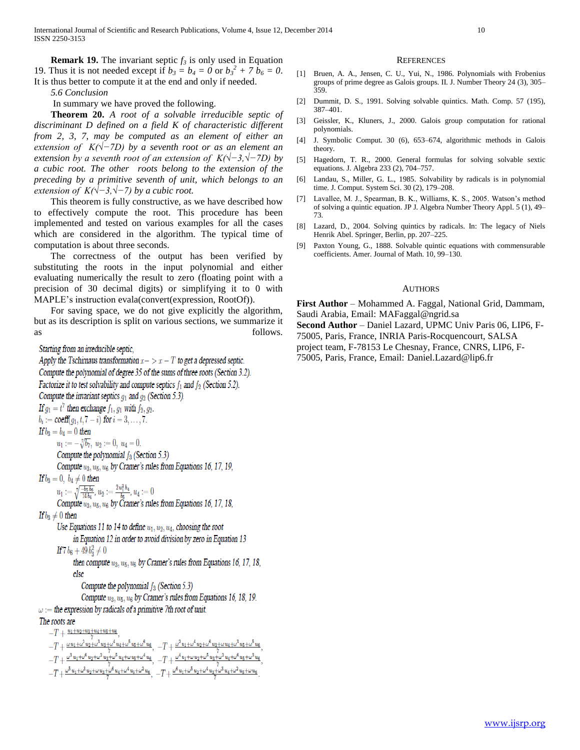**Remark 19.** The invariant septic $f_3$ is only used in Equation 19. Thus it is not needed except if $b_3 = b_4 = 0$ or $b_3^2 + 7\, b_6 = 0$. It is thus better to compute it at the end and only if needed.

*5.6 Conclusion*

In summary we have proved the following.

**Theorem 20.** *A root of a solvable irreducible septic of discriminant D defined on a field K of characteristic different from 2, 3, 7, may be computed as an element of either an extension of* $K(\sqrt{-7D})$ *by a seventh root or as an element an extension by a seventh root of an extension of* $K(\sqrt{-3},\sqrt{-7D})$ *by a cubic root. The other roots belong to the extension of the preceding by a primitive seventh of unit, which belongs to an extension of* $K(\sqrt{-3},\sqrt{-7})$ *by a cubic root.*

This theorem is fully constructive, as we have described how to effectively compute the root. This procedure has been implemented and tested on various examples for all the cases which are considered in the algorithm. The typical time of computation is about three seconds.

The correctness of the output has been verified by substituting the roots in the input polynomial and either evaluating numerically the result to zero (floating point with a precision of 30 decimal digits) or simplifying it to 0 with MAPLE's instruction evala(convert(expression, RootOf)).

For saving space, we do not give explicitly the algorithm, but as its description is split on various sections, we summarize it as follows.

Starting from an irreducible septic,
Apply the Tschirnaus transformation $x -> x - T$ to get a depressed septic.
Compute the polynomial of degree 35 of the sums of three roots (Section 3.2).
Factorize it to test solvability and compute septics $f_1$ and $f_2$ (Section 5.2).
Compute the invariant septics $g_1$ and $g_2$ (Section 5.3).
If $g_1 = t^7$ then exchange $f_1, g_1$ with $f_2, g_2$.
$b_i :=$ coeff$(g_1, t, 7-i)$ for $i = 3, \ldots, 7$.
If $b_3 = b_4 = 0$ then
  $u_1 := -\sqrt[7]{b_7},\ u_2 := 0,\ u_4 = 0.$
  Compute the polynomial $f_3$ (Section 5.3)
  Compute $u_3, u_5, u_6$ by Cramer's rules from Equations 16, 17, 19,
If $b_3 = 0,\ b_4 \neq 0$ then
  $u_1 := \sqrt[7]{\frac{-b_5 b_6}{14 b_4}},\ u_2 := \frac{2u_1^2 b_4}{b_5},\ u_4 := 0$
  Compute $u_3, u_5, u_6$ by Cramer's rules from Equations 16, 17, 18,
If $b_3 \neq 0$ then
  Use Equations 11 to 14 to define $u_1, u_2, u_4$, choosing the root
    in Equation 12 in order to avoid division by zero in Equation 13
  If $7\, b_6 + 49\, b_3^2 \neq 0$
    then compute $u_3, u_5, u_6$ by Cramer's rules from Equations 16, 17, 18,
    else
      Compute the polynomial $f_3$ (Section 5.3)
      Compute $u_3, u_5, u_6$ by Cramer's rules from Equations 16, 18, 19.
$\omega :=$ the expression by radicals of a primitive 7th root of unit.
The roots are

$$-T + \frac{u_1+u_2+u_3+u_4+u_5+u_6}{7},$$
$$-T + \frac{\omega u_1+\omega^2 u_2+\omega^3 u_3+\omega^4 u_4+\omega^5 u_5+\omega^6 u_6}{7},\quad -T + \frac{\omega^2 u_1+\omega^4 u_2+\omega^6 u_3+\omega u_4+\omega^3 u_5+\omega^5 u_6}{7},$$
$$-T + \frac{\omega^3 u_1+\omega^6 u_2+\omega^2 u_3+\omega^5 u_4+\omega u_5+\omega^4 u_6}{7},\quad -T + \frac{\omega^4 u_1+\omega u_2+\omega^5 u_3+\omega^2 u_4+\omega^6 u_5+\omega^3 u_6}{7},$$
$$-T + \frac{\omega^5 u_1+\omega^3 u_2+\omega u_3+\omega^6 u_4+\omega^4 u_5+\omega^2 u_6}{7},\quad -T + \frac{\omega^6 u_1+\omega^5 u_2+\omega^4 u_3+\omega^3 u_4+\omega^2 u_5+\omega u_6}{7}.$$

## References

[1] Bruen, A. A., Jensen, C. U., Yui, N., 1986. Polynomials with Frobenius groups of prime degree as Galois groups. II. J. Number Theory 24 (3), 305–359.

[2] Dummit, D. S., 1991. Solving solvable quintics. Math. Comp. 57 (195), 387–401.

[3] Geissler, K., Kluners, J., 2000. Galois group computation for rational polynomials.

[4] J. Symbolic Comput. 30 (6), 653–674, algorithmic methods in Galois theory.

[5] Hagedorn, T. R., 2000. General formulas for solving solvable sextic equations. J. Algebra 233 (2), 704–757.

[6] Landau, S., Miller, G. L., 1985. Solvability by radicals is in polynomial time. J. Comput. System Sci. 30 (2), 179–208.

[7] Lavallee, M. J., Spearman, B. K., Williams, K. S., 2005. Watson's method of solving a quintic equation. JP J. Algebra Number Theory Appl. 5 (1), 49–73.

[8] Lazard, D., 2004. Solving quintics by radicals. In: The legacy of Niels Henrik Abel. Springer, Berlin, pp. 207–225.

[9] Paxton Young, G., 1888. Solvable quintic equations with commensurable coefficients. Amer. Journal of Math. 10, 99–130.

## Authors

**First Author** – Mohammed A. Faggal, National Grid, Dammam, Saudi Arabia, Email: MAFaggal@ngrid.sa

**Second Author** – Daniel Lazard, UPMC Univ Paris 06, LIP6, F-75005, Paris, France, INRIA Paris-Rocquencourt, SALSA project team, F-78153 Le Chesnay, France, CNRS, LIP6, F-75005, Paris, France, Email: Daniel.Lazard@lip6.fr